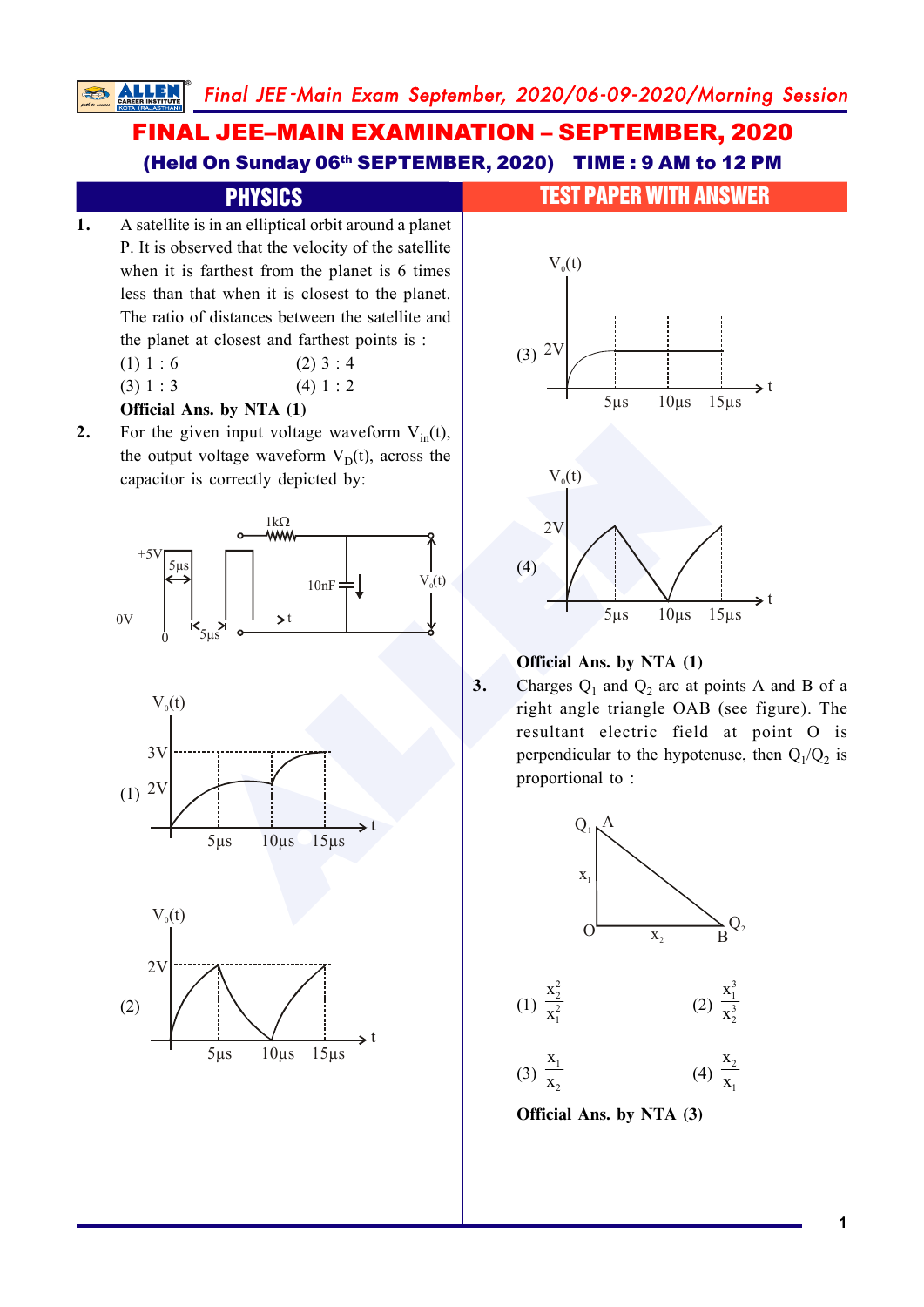# FINAL JEE–MAIN EXAMINATION – SEPTEMBER, 2020

**(Held On Sunday 06th SEPTEMBER, 2020) TIME : 9 AM to 12 PM**

## PHYSICS — TEST PAPER WITH ANSWER

**1.** A satellite is in an elliptical orbit around a planet P. It is observed that the velocity of the satellite when it is farthest from the planet is 6 times less than that when it is closest to the planet. The ratio of distances between the satellite and the planet at closest and farthest points is :

(1) 1 : 6 (2) 3 : 4

(3) 1 : 3 (4) 1 : 2

**Official Ans. by NTA (1)**

**2.** For the given input voltage waveform $V_{in}(t)$, the output voltage waveform $V_D(t)$, across the capacitor is correctly depicted by:

(1)

(2)

(3)

(4)

**Official Ans. by NTA (1)**

**3.** Charges $Q_1$ and $Q_2$ arc at points A and B of a right angle triangle OAB (see figure). The resultant electric field at point O is perpendicular to the hypotenuse, then $Q_1/Q_2$ is proportional to :

(1) $\frac{x_2^2}{x_1^2}$ (2) $\frac{x_1^3}{x_2^3}$

(3) $\frac{x_1}{x_2}$ (4) $\frac{x_2}{x_1}$

**Official Ans. by NTA (3)**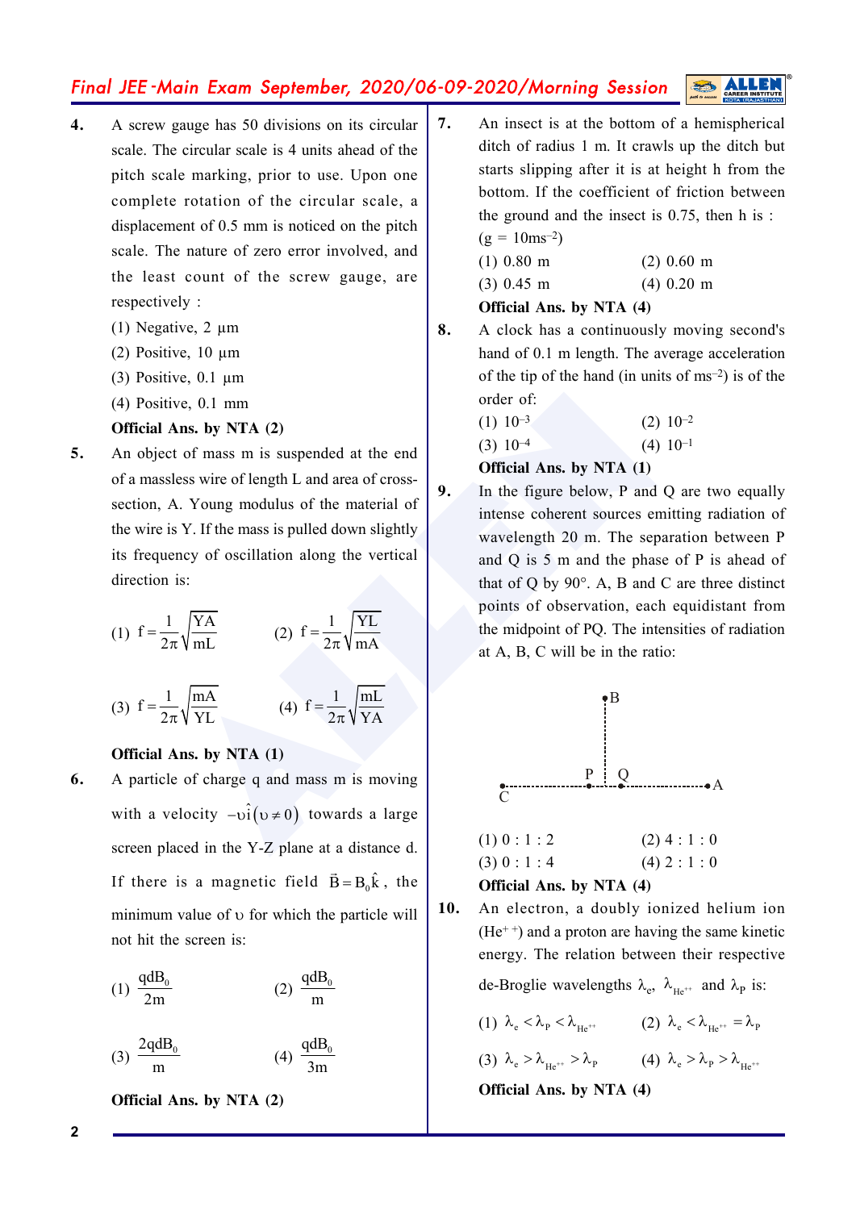**4.** A screw gauge has 50 divisions on its circular scale. The circular scale is 4 units ahead of the pitch scale marking, prior to use. Upon one complete rotation of the circular scale, a displacement of 0.5 mm is noticed on the pitch scale. The nature of zero error involved, and the least count of the screw gauge, are respectively :

(1) Negative, 2 μm

(2) Positive, 10 μm

(3) Positive, 0.1 μm

(4) Positive, 0.1 mm

**Official Ans. by NTA (2)**

**5.** An object of mass m is suspended at the end of a massless wire of length L and area of cross-section, A. Young modulus of the material of the wire is Y. If the mass is pulled down slightly its frequency of oscillation along the vertical direction is:

(1) $f=\frac{1}{2\pi}\sqrt{\frac{YA}{mL}}$ (2) $f=\frac{1}{2\pi}\sqrt{\frac{YL}{mA}}$

(3) $f=\frac{1}{2\pi}\sqrt{\frac{mA}{YL}}$ (4) $f=\frac{1}{2\pi}\sqrt{\frac{mL}{YA}}$

**Official Ans. by NTA (1)**

**6.** A particle of charge q and mass m is moving with a velocity $-\upsilon\hat{i}(\upsilon \neq 0)$ towards a large screen placed in the Y-Z plane at a distance d. If there is a magnetic field $\vec{B}=B_0\hat{k}$, the minimum value of $\upsilon$ for which the particle will not hit the screen is:

(1) $\frac{qdB_0}{2m}$ (2) $\frac{qdB_0}{m}$

(3) $\frac{2qdB_0}{m}$ (4) $\frac{qdB_0}{3m}$

**Official Ans. by NTA (2)**

**7.** An insect is at the bottom of a hemispherical ditch of radius 1 m. It crawls up the ditch but starts slipping after it is at height h from the bottom. If the coefficient of friction between the ground and the insect is 0.75, then h is : ($g = 10ms^{-2}$)

(1) 0.80 m (2) 0.60 m

(3) 0.45 m (4) 0.20 m

**Official Ans. by NTA (4)**

**8.** A clock has a continuously moving second's hand of 0.1 m length. The average acceleration of the tip of the hand (in units of $ms^{-2}$) is of the order of:

(1) $10^{-3}$ (2) $10^{-2}$

(3) $10^{-4}$ (4) $10^{-1}$

**Official Ans. by NTA (1)**

**9.** In the figure below, P and Q are two equally intense coherent sources emitting radiation of wavelength 20 m. The separation between P and Q is 5 m and the phase of P is ahead of that of Q by 90°. A, B and C are three distinct points of observation, each equidistant from the midpoint of PQ. The intensities of radiation at A, B, C will be in the ratio:

(1) 0 : 1 : 2 (2) 4 : 1 : 0

(3) 0 : 1 : 4 (4) 2 : 1 : 0

**Official Ans. by NTA (4)**

**10.** An electron, a doubly ionized helium ion ($He^{++}$) and a proton are having the same kinetic energy. The relation between their respective de-Broglie wavelengths $\lambda_e$, $\lambda_{He^{++}}$ and $\lambda_p$ is:

(1) $\lambda_e < \lambda_p < \lambda_{He^{++}}$ (2) $\lambda_e < \lambda_{He^{++}} = \lambda_p$

(3) $\lambda_e > \lambda_{He^{++}} > \lambda_p$ (4) $\lambda_e > \lambda_p > \lambda_{He^{++}}$

**Official Ans. by NTA (4)**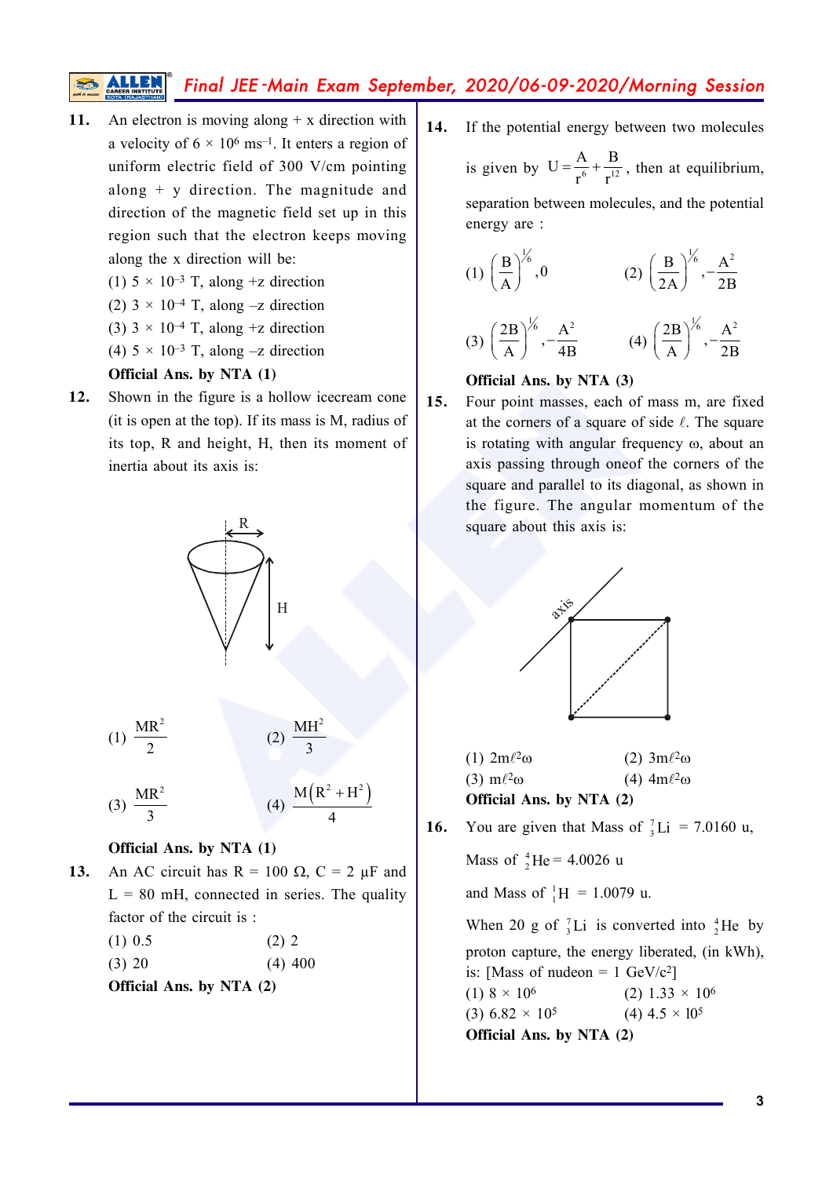**11.** An electron is moving along + x direction with a velocity of $6 \times 10^6$ ms$^{-1}$. It enters a region of uniform electric field of 300 V/cm pointing along + y direction. The magnitude and direction of the magnetic field set up in this region such that the electron keeps moving along the x direction will be:

(1) $5 \times 10^{-3}$ T, along +z direction

(2) $3 \times 10^{-4}$ T, along –z direction

(3) $3 \times 10^{-4}$ T, along +z direction

(4) $5 \times 10^{-3}$ T, along –z direction

**Official Ans. by NTA (1)**

**12.** Shown in the figure is a hollow icecream cone (it is open at the top). If its mass is M, radius of its top, R and height, H, then its moment of inertia about its axis is:

(1) $\frac{MR^2}{2}$ (2) $\frac{MH^2}{3}$

(3) $\frac{MR^2}{3}$ (4) $\frac{M(R^2+H^2)}{4}$

**Official Ans. by NTA (1)**

**13.** An AC circuit has R = 100 Ω, C = 2 μF and L = 80 mH, connected in series. The quality factor of the circuit is :

(1) 0.5 (2) 2

(3) 20 (4) 400

**Official Ans. by NTA (2)**

**14.** If the potential energy between two molecules is given by $U = \frac{A}{r^6} + \frac{B}{r^{12}}$, then at equilibrium, separation between molecules, and the potential energy are :

(1) $\left(\frac{B}{A}\right)^{1/6}, 0$ (2) $\left(\frac{B}{2A}\right)^{1/6}, -\frac{A^2}{2B}$

(3) $\left(\frac{2B}{A}\right)^{1/6}, -\frac{A^2}{4B}$ (4) $\left(\frac{2B}{A}\right)^{1/6}, -\frac{A^2}{2B}$

**Official Ans. by NTA (3)**

**15.** Four point masses, each of mass m, are fixed at the corners of a square of side $\ell$. The square is rotating with angular frequency ω, about an axis passing through oneof the corners of the square and parallel to its diagonal, as shown in the figure. The angular momentum of the square about this axis is:

(1) $2m\ell^2\omega$ (2) $3m\ell^2\omega$

(3) $m\ell^2\omega$ (4) $4m\ell^2\omega$

**Official Ans. by NTA (2)**

**16.** You are given that Mass of ${}^{7}_{3}Li$ = 7.0160 u,

Mass of ${}^{4}_{2}He$ = 4.0026 u

and Mass of ${}^{1}_{1}H$ = 1.0079 u.

When 20 g of ${}^{7}_{3}Li$ is converted into ${}^{4}_{2}He$ by proton capture, the energy liberated, (in kWh), is: [Mass of nudeon = 1 GeV/c$^2$]

(1) $8 \times 10^6$ (2) $1.33 \times 10^6$

(3) $6.82 \times 10^5$ (4) $4.5 \times 10^5$

**Official Ans. by NTA (2)**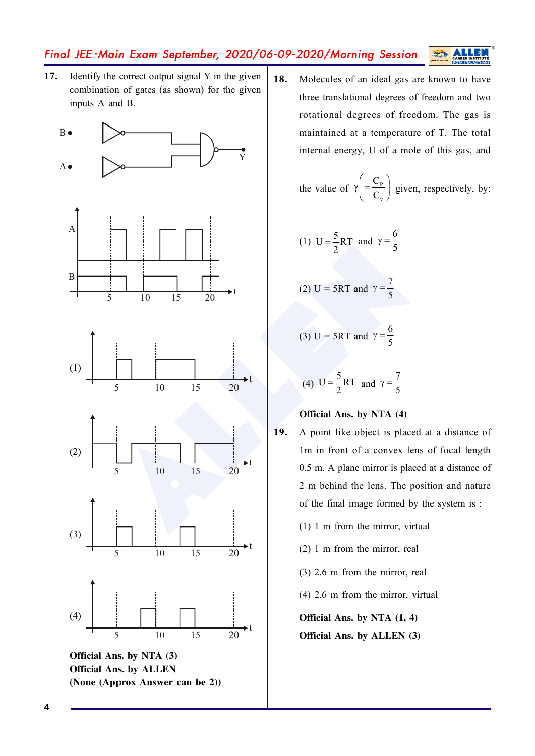**17.** Identify the correct output signal Y in the given combination of gates (as shown) for the given inputs A and B.

(1)

(2)

(3)

(4)

**Official Ans. by NTA (3)**

**Official Ans. by ALLEN**

**(None (Approx Answer can be 2))**

**18.** Molecules of an ideal gas are known to have three translational degrees of freedom and two rotational degrees of freedom. The gas is maintained at a temperature of T. The total internal energy, U of a mole of this gas, and the value of $\gamma\left(=\frac{C_P}{C_v}\right)$ given, respectively, by:

(1) $U=\frac{5}{2}RT$ and $\gamma=\frac{6}{5}$

(2) $U = 5RT$ and $\gamma=\frac{7}{5}$

(3) $U = 5RT$ and $\gamma=\frac{6}{5}$

(4) $U=\frac{5}{2}RT$ and $\gamma=\frac{7}{5}$

**Official Ans. by NTA (4)**

**19.** A point like object is placed at a distance of 1m in front of a convex lens of focal length 0.5 m. A plane mirror is placed at a distance of 2 m behind the lens. The position and nature of the final image formed by the system is :

(1) 1 m from the mirror, virtual

(2) 1 m from the mirror, real

(3) 2.6 m from the mirror, real

(4) 2.6 m from the mirror, virtual

**Official Ans. by NTA (1, 4)**

**Official Ans. by ALLEN (3)**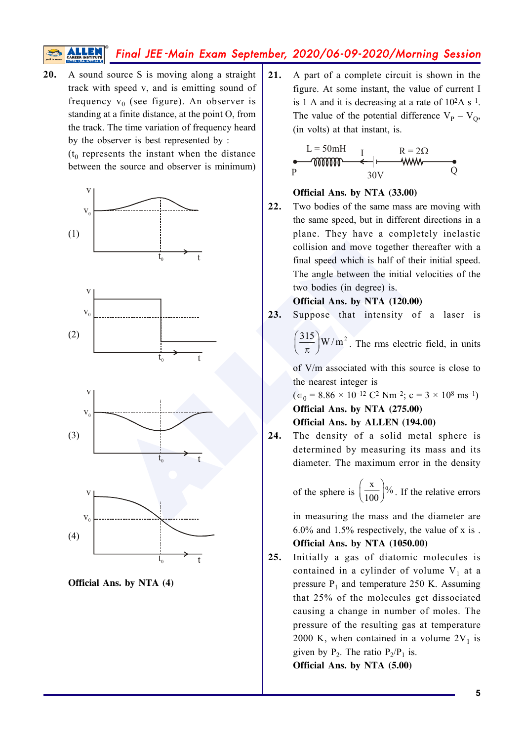**20.** A sound source S is moving along a straight track with speed v, and is emitting sound of frequency $v_0$ (see figure). An observer is standing at a finite distance, at the point O, from the track. The time variation of frequency heard by the observer is best represented by :

($t_0$ represents the instant when the distance between the source and observer is minimum)

(1)

v

$v_0$

$t_0$

t

(2)

v

$v_0$

$t_0$

t

(3)

v

$v_0$

$t_0$

t

(4)

v

$v_0$

$t_0$

t

**Official Ans. by NTA (4)**

**21.** A part of a complete circuit is shown in the figure. At some instant, the value of current I is 1 A and it is decreasing at a rate of $10^2$A $s^{-1}$. The value of the potential difference $V_P - V_Q$, (in volts) at that instant, is.

L = 50mH

I

R = 2Ω

P

30V

Q

**Official Ans. by NTA (33.00)**

**22.** Two bodies of the same mass are moving with the same speed, but in different directions in a plane. They have a completely inelastic collision and move together thereafter with a final speed which is half of their initial speed. The angle between the initial velocities of the two bodies (in degree) is.

**Official Ans. by NTA (120.00)**

**23.** Suppose that intensity of a laser is $\left(\frac{315}{\pi}\right) W/m^2$. The rms electric field, in units of V/m associated with this source is close to the nearest integer is

($\epsilon_0 = 8.86 \times 10^{-12}$ $C^2$ $Nm^{-2}$; $c = 3 \times 10^8$ $ms^{-1}$)

**Official Ans. by NTA (275.00)**

**Official Ans. by ALLEN (194.00)**

**24.** The density of a solid metal sphere is determined by measuring its mass and its diameter. The maximum error in the density of the sphere is $\left(\frac{x}{100}\right)\%$. If the relative errors in measuring the mass and the diameter are 6.0% and 1.5% respectively, the value of x is .

**Official Ans. by NTA (1050.00)**

**25.** Initially a gas of diatomic molecules is contained in a cylinder of volume $V_1$ at a pressure $P_1$ and temperature 250 K. Assuming that 25% of the molecules get dissociated causing a change in number of moles. The pressure of the resulting gas at temperature 2000 K, when contained in a volume $2V_1$ is given by $P_2$. The ratio $P_2/P_1$ is.

**Official Ans. by NTA (5.00)**